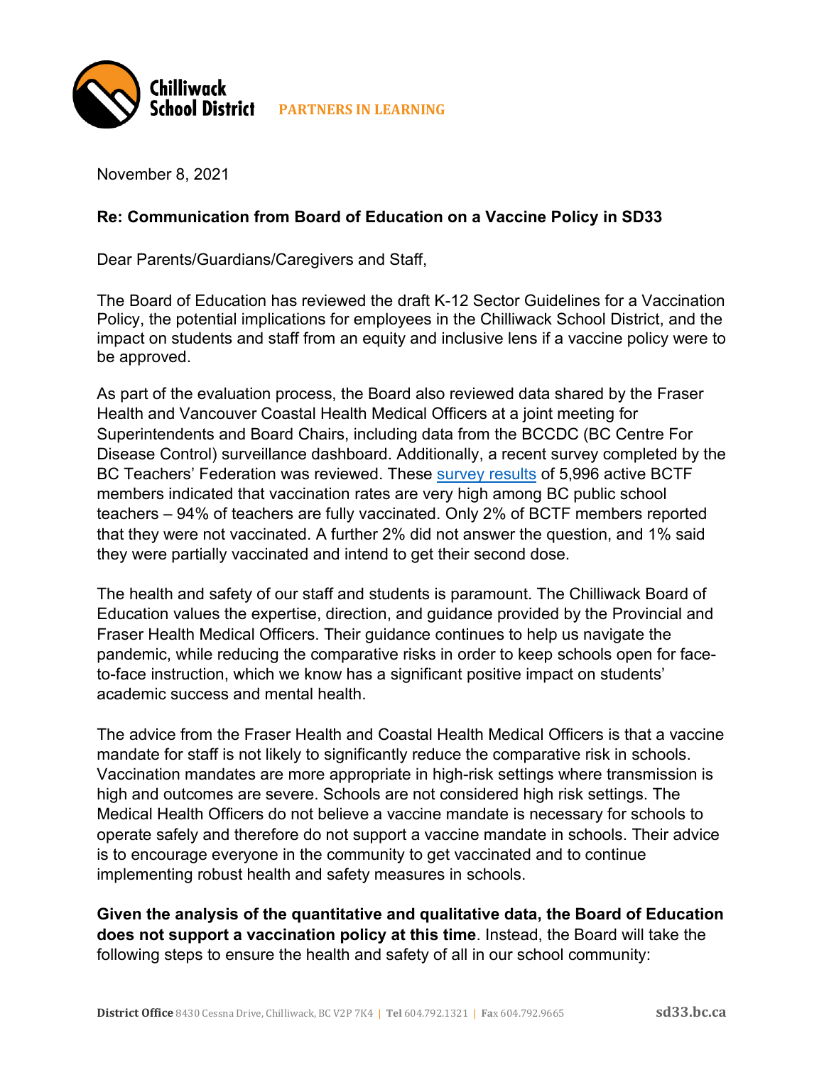**Chilliwack School District** PARTNERS IN LEARNING

November 8, 2021

**Re: Communication from Board of Education on a Vaccine Policy in SD33**

Dear Parents/Guardians/Caregivers and Staff,

The Board of Education has reviewed the draft K-12 Sector Guidelines for a Vaccination Policy, the potential implications for employees in the Chilliwack School District, and the impact on students and staff from an equity and inclusive lens if a vaccine policy were to be approved.

As part of the evaluation process, the Board also reviewed data shared by the Fraser Health and Vancouver Coastal Health Medical Officers at a joint meeting for Superintendents and Board Chairs, including data from the BCCDC (BC Centre For Disease Control) surveillance dashboard. Additionally, a recent survey completed by the BC Teachers' Federation was reviewed. These survey results of 5,996 active BCTF members indicated that vaccination rates are very high among BC public school teachers – 94% of teachers are fully vaccinated. Only 2% of BCTF members reported that they were not vaccinated. A further 2% did not answer the question, and 1% said they were partially vaccinated and intend to get their second dose.

The health and safety of our staff and students is paramount. The Chilliwack Board of Education values the expertise, direction, and guidance provided by the Provincial and Fraser Health Medical Officers. Their guidance continues to help us navigate the pandemic, while reducing the comparative risks in order to keep schools open for face-to-face instruction, which we know has a significant positive impact on students' academic success and mental health.

The advice from the Fraser Health and Coastal Health Medical Officers is that a vaccine mandate for staff is not likely to significantly reduce the comparative risk in schools. Vaccination mandates are more appropriate in high-risk settings where transmission is high and outcomes are severe. Schools are not considered high risk settings. The Medical Health Officers do not believe a vaccine mandate is necessary for schools to operate safely and therefore do not support a vaccine mandate in schools. Their advice is to encourage everyone in the community to get vaccinated and to continue implementing robust health and safety measures in schools.

**Given the analysis of the quantitative and qualitative data, the Board of Education does not support a vaccination policy at this time**. Instead, the Board will take the following steps to ensure the health and safety of all in our school community: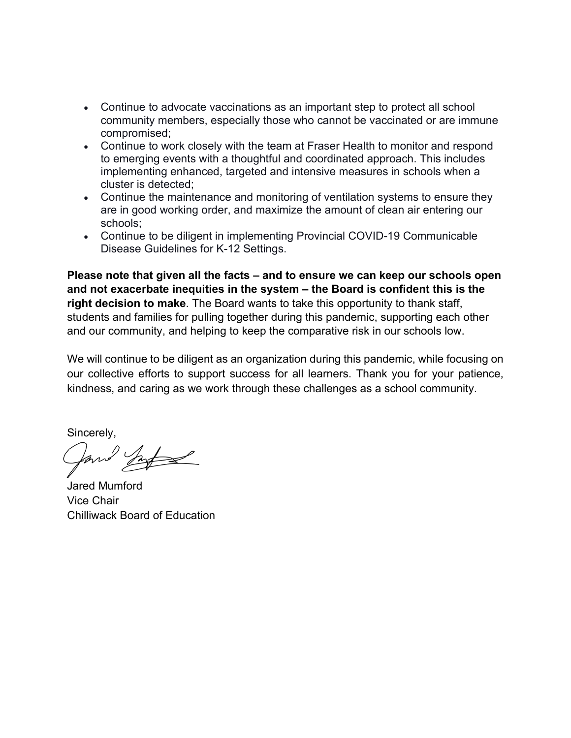- Continue to advocate vaccinations as an important step to protect all school community members, especially those who cannot be vaccinated or are immune compromised;
- Continue to work closely with the team at Fraser Health to monitor and respond to emerging events with a thoughtful and coordinated approach. This includes implementing enhanced, targeted and intensive measures in schools when a cluster is detected;
- Continue the maintenance and monitoring of ventilation systems to ensure they are in good working order, and maximize the amount of clean air entering our schools;
- Continue to be diligent in implementing Provincial COVID-19 Communicable Disease Guidelines for K-12 Settings.

**Please note that given all the facts – and to ensure we can keep our schools open and not exacerbate inequities in the system – the Board is confident this is the right decision to make**. The Board wants to take this opportunity to thank staff, students and families for pulling together during this pandemic, supporting each other and our community, and helping to keep the comparative risk in our schools low.

We will continue to be diligent as an organization during this pandemic, while focusing on our collective efforts to support success for all learners. Thank you for your patience, kindness, and caring as we work through these challenges as a school community.

Sincerely,

Jared Mumford
Vice Chair
Chilliwack Board of Education